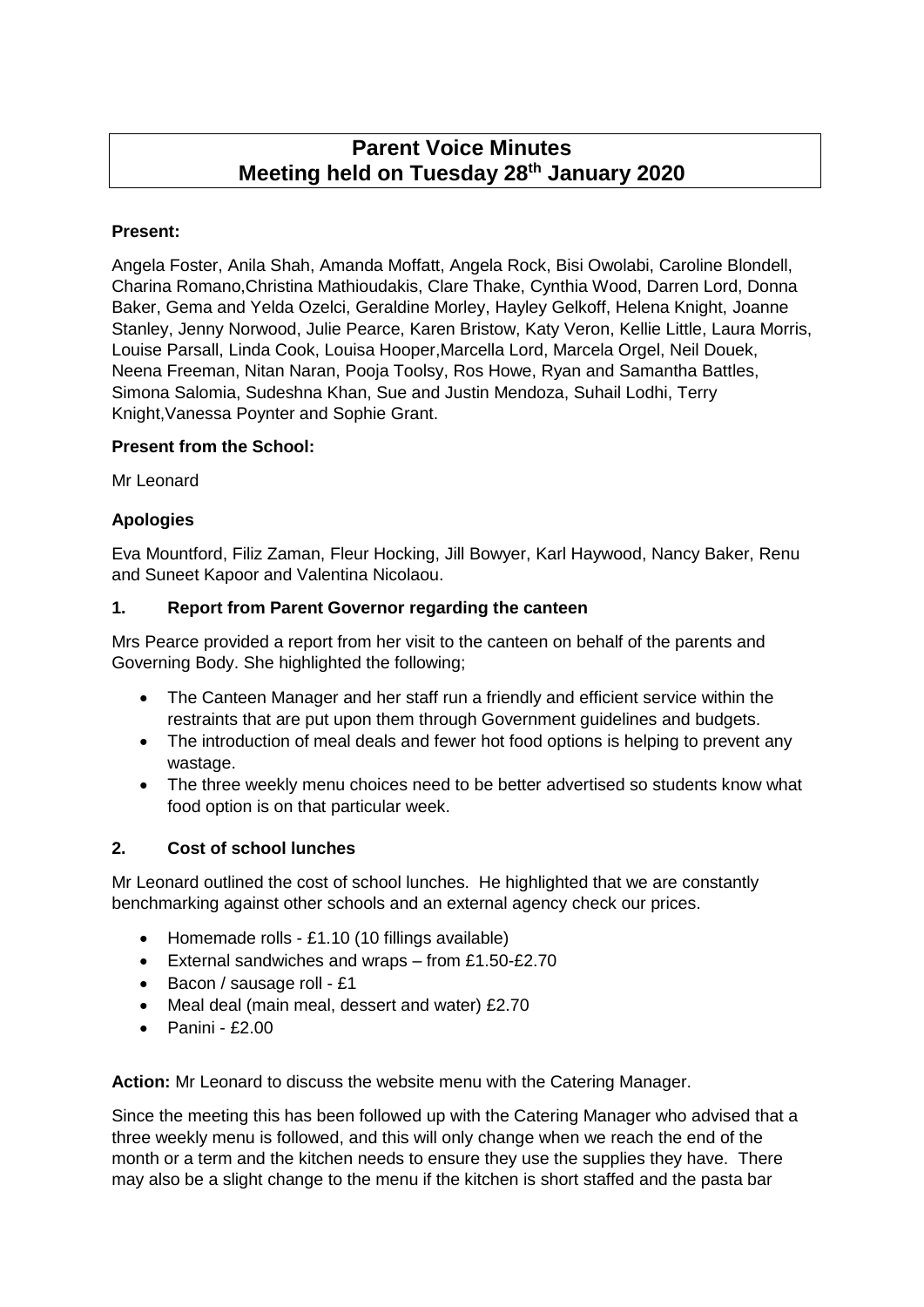# Parent Voice Minutes
# Meeting held on Tuesday 28th January 2020

**Present:**

Angela Foster, Anila Shah, Amanda Moffatt, Angela Rock, Bisi Owolabi, Caroline Blondell, Charina Romano,Christina Mathioudakis, Clare Thake, Cynthia Wood, Darren Lord, Donna Baker, Gema and Yelda Ozelci, Geraldine Morley, Hayley Gelkoff, Helena Knight, Joanne Stanley, Jenny Norwood, Julie Pearce, Karen Bristow, Katy Veron, Kellie Little, Laura Morris, Louise Parsall, Linda Cook, Louisa Hooper,Marcella Lord, Marcela Orgel, Neil Douek, Neena Freeman, Nitan Naran, Pooja Toolsy, Ros Howe, Ryan and Samantha Battles, Simona Salomia, Sudeshna Khan, Sue and Justin Mendoza, Suhail Lodhi, Terry Knight,Vanessa Poynter and Sophie Grant.

**Present from the School:**

Mr Leonard

**Apologies**

Eva Mountford, Filiz Zaman, Fleur Hocking, Jill Bowyer, Karl Haywood, Nancy Baker, Renu and Suneet Kapoor and Valentina Nicolaou.

## 1. Report from Parent Governor regarding the canteen

Mrs Pearce provided a report from her visit to the canteen on behalf of the parents and Governing Body. She highlighted the following;

- The Canteen Manager and her staff run a friendly and efficient service within the restraints that are put upon them through Government guidelines and budgets.
- The introduction of meal deals and fewer hot food options is helping to prevent any wastage.
- The three weekly menu choices need to be better advertised so students know what food option is on that particular week.

## 2. Cost of school lunches

Mr Leonard outlined the cost of school lunches. He highlighted that we are constantly benchmarking against other schools and an external agency check our prices.

- Homemade rolls - £1.10 (10 fillings available)
- External sandwiches and wraps – from £1.50-£2.70
- Bacon / sausage roll - £1
- Meal deal (main meal, dessert and water) £2.70
- Panini - £2.00

**Action:** Mr Leonard to discuss the website menu with the Catering Manager.

Since the meeting this has been followed up with the Catering Manager who advised that a three weekly menu is followed, and this will only change when we reach the end of the month or a term and the kitchen needs to ensure they use the supplies they have. There may also be a slight change to the menu if the kitchen is short staffed and the pasta bar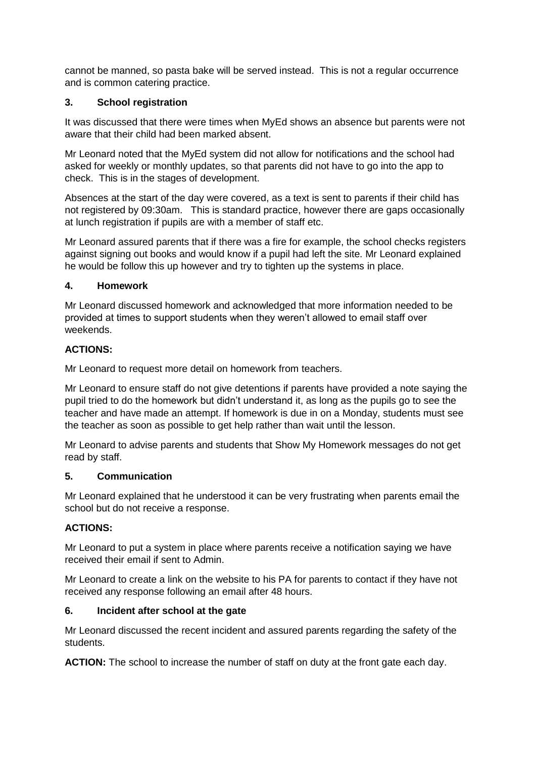cannot be manned, so pasta bake will be served instead. This is not a regular occurrence and is common catering practice.

### 3. School registration

It was discussed that there were times when MyEd shows an absence but parents were not aware that their child had been marked absent.

Mr Leonard noted that the MyEd system did not allow for notifications and the school had asked for weekly or monthly updates, so that parents did not have to go into the app to check. This is in the stages of development.

Absences at the start of the day were covered, as a text is sent to parents if their child has not registered by 09:30am. This is standard practice, however there are gaps occasionally at lunch registration if pupils are with a member of staff etc.

Mr Leonard assured parents that if there was a fire for example, the school checks registers against signing out books and would know if a pupil had left the site. Mr Leonard explained he would be follow this up however and try to tighten up the systems in place.

### 4. Homework

Mr Leonard discussed homework and acknowledged that more information needed to be provided at times to support students when they weren't allowed to email staff over weekends.

**ACTIONS:**

Mr Leonard to request more detail on homework from teachers.

Mr Leonard to ensure staff do not give detentions if parents have provided a note saying the pupil tried to do the homework but didn't understand it, as long as the pupils go to see the teacher and have made an attempt. If homework is due in on a Monday, students must see the teacher as soon as possible to get help rather than wait until the lesson.

Mr Leonard to advise parents and students that Show My Homework messages do not get read by staff.

### 5. Communication

Mr Leonard explained that he understood it can be very frustrating when parents email the school but do not receive a response.

**ACTIONS:**

Mr Leonard to put a system in place where parents receive a notification saying we have received their email if sent to Admin.

Mr Leonard to create a link on the website to his PA for parents to contact if they have not received any response following an email after 48 hours.

### 6. Incident after school at the gate

Mr Leonard discussed the recent incident and assured parents regarding the safety of the students.

**ACTION:** The school to increase the number of staff on duty at the front gate each day.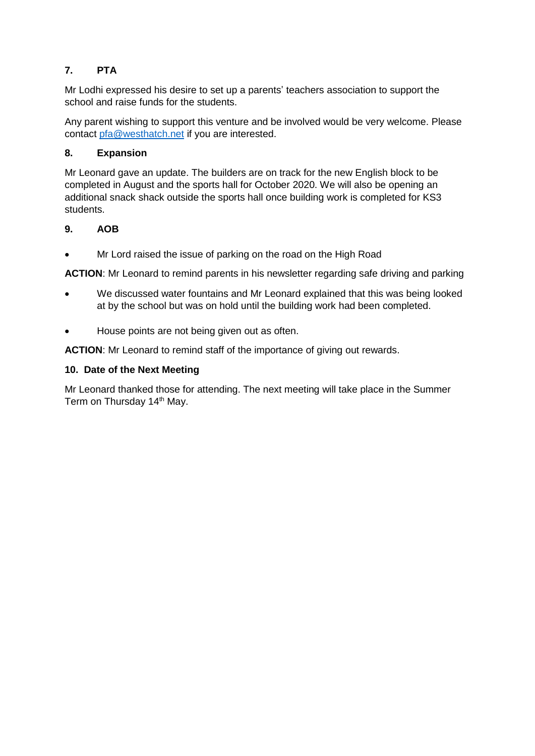## 7. PTA

Mr Lodhi expressed his desire to set up a parents' teachers association to support the school and raise funds for the students.

Any parent wishing to support this venture and be involved would be very welcome. Please contact pfa@westhatch.net if you are interested.

## 8. Expansion

Mr Leonard gave an update. The builders are on track for the new English block to be completed in August and the sports hall for October 2020. We will also be opening an additional snack shack outside the sports hall once building work is completed for KS3 students.

## 9. AOB

- Mr Lord raised the issue of parking on the road on the High Road

**ACTION**: Mr Leonard to remind parents in his newsletter regarding safe driving and parking

- We discussed water fountains and Mr Leonard explained that this was being looked at by the school but was on hold until the building work had been completed.

- House points are not being given out as often.

**ACTION**: Mr Leonard to remind staff of the importance of giving out rewards.

## 10. Date of the Next Meeting

Mr Leonard thanked those for attending. The next meeting will take place in the Summer Term on Thursday 14th May.